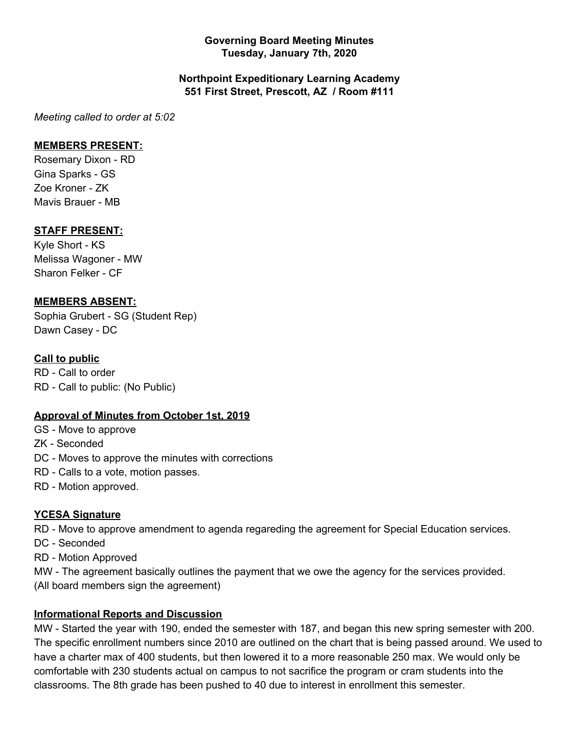**Governing Board Meeting Minutes**
**Tuesday, January 7th, 2020**

**Northpoint Expeditionary Learning Academy**
**551 First Street, Prescott, AZ / Room #111**

*Meeting called to order at 5:02*

**MEMBERS PRESENT:**

Rosemary Dixon - RD
Gina Sparks - GS
Zoe Kroner - ZK
Mavis Brauer - MB

**STAFF PRESENT:**

Kyle Short - KS
Melissa Wagoner - MW
Sharon Felker - CF

**MEMBERS ABSENT:**

Sophia Grubert - SG (Student Rep)
Dawn Casey - DC

**Call to public**

RD - Call to order
RD - Call to public: (No Public)

**Approval of Minutes from October 1st, 2019**

GS - Move to approve
ZK - Seconded
DC - Moves to approve the minutes with corrections
RD - Calls to a vote, motion passes.
RD - Motion approved.

**YCESA Signature**

RD - Move to approve amendment to agenda regareding the agreement for Special Education services.
DC - Seconded
RD - Motion Approved
MW - The agreement basically outlines the payment that we owe the agency for the services provided.
(All board members sign the agreement)

**Informational Reports and Discussion**

MW - Started the year with 190, ended the semester with 187, and began this new spring semester with 200. The specific enrollment numbers since 2010 are outlined on the chart that is being passed around. We used to have a charter max of 400 students, but then lowered it to a more reasonable 250 max. We would only be comfortable with 230 students actual on campus to not sacrifice the program or cram students into the classrooms. The 8th grade has been pushed to 40 due to interest in enrollment this semester.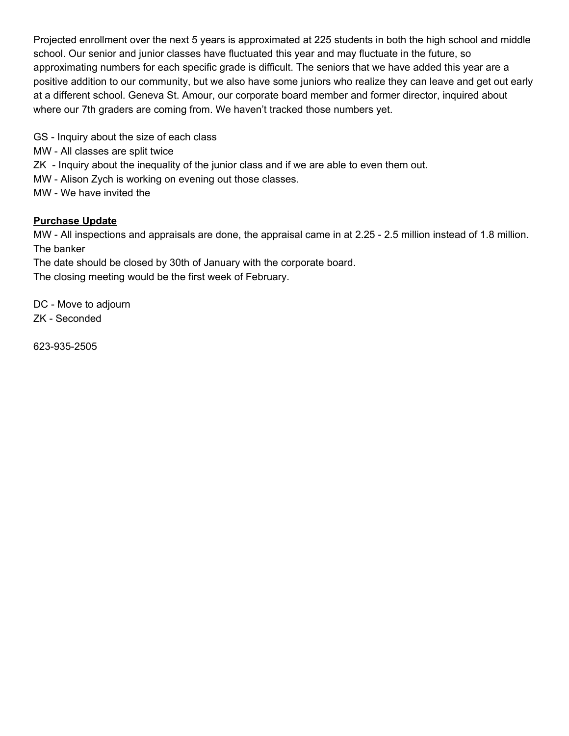Projected enrollment over the next 5 years is approximated at 225 students in both the high school and middle school. Our senior and junior classes have fluctuated this year and may fluctuate in the future, so approximating numbers for each specific grade is difficult. The seniors that we have added this year are a positive addition to our community, but we also have some juniors who realize they can leave and get out early at a different school. Geneva St. Amour, our corporate board member and former director, inquired about where our 7th graders are coming from. We haven't tracked those numbers yet.

GS - Inquiry about the size of each class
MW - All classes are split twice
ZK - Inquiry about the inequality of the junior class and if we are able to even them out.
MW - Alison Zych is working on evening out those classes.
MW - We have invited the

**Purchase Update**

MW - All inspections and appraisals are done, the appraisal came in at 2.25 - 2.5 million instead of 1.8 million. The banker
The date should be closed by 30th of January with the corporate board.
The closing meeting would be the first week of February.

DC - Move to adjourn
ZK - Seconded

623-935-2505